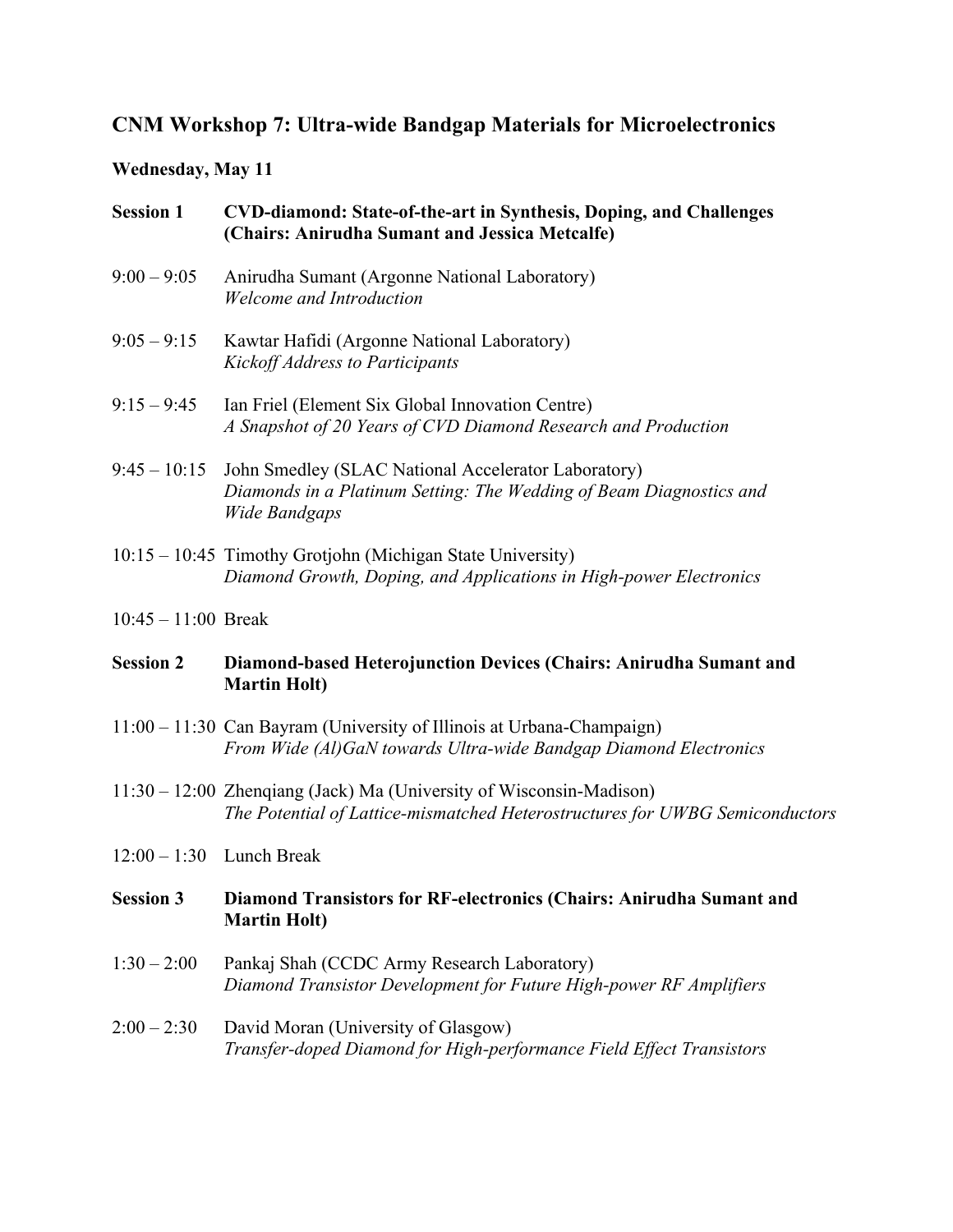# CNM Workshop 7: Ultra-wide Bandgap Materials for Microelectronics

**Wednesday, May 11**

**Session 1 — CVD-diamond: State-of-the-art in Synthesis, Doping, and Challenges (Chairs: Anirudha Sumant and Jessica Metcalfe)**

9:00 – 9:05 Anirudha Sumant (Argonne National Laboratory)
*Welcome and Introduction*

9:05 – 9:15 Kawtar Hafidi (Argonne National Laboratory)
*Kickoff Address to Participants*

9:15 – 9:45 Ian Friel (Element Six Global Innovation Centre)
*A Snapshot of 20 Years of CVD Diamond Research and Production*

9:45 – 10:15 John Smedley (SLAC National Accelerator Laboratory)
*Diamonds in a Platinum Setting: The Wedding of Beam Diagnostics and Wide Bandgaps*

10:15 – 10:45 Timothy Grotjohn (Michigan State University)
*Diamond Growth, Doping, and Applications in High-power Electronics*

10:45 – 11:00 Break

**Session 2 — Diamond-based Heterojunction Devices (Chairs: Anirudha Sumant and Martin Holt)**

11:00 – 11:30 Can Bayram (University of Illinois at Urbana-Champaign)
*From Wide (Al)GaN towards Ultra-wide Bandgap Diamond Electronics*

11:30 – 12:00 Zhenqiang (Jack) Ma (University of Wisconsin-Madison)
*The Potential of Lattice-mismatched Heterostructures for UWBG Semiconductors*

12:00 – 1:30 Lunch Break

**Session 3 — Diamond Transistors for RF-electronics (Chairs: Anirudha Sumant and Martin Holt)**

1:30 – 2:00 Pankaj Shah (CCDC Army Research Laboratory)
*Diamond Transistor Development for Future High-power RF Amplifiers*

2:00 – 2:30 David Moran (University of Glasgow)
*Transfer-doped Diamond for High-performance Field Effect Transistors*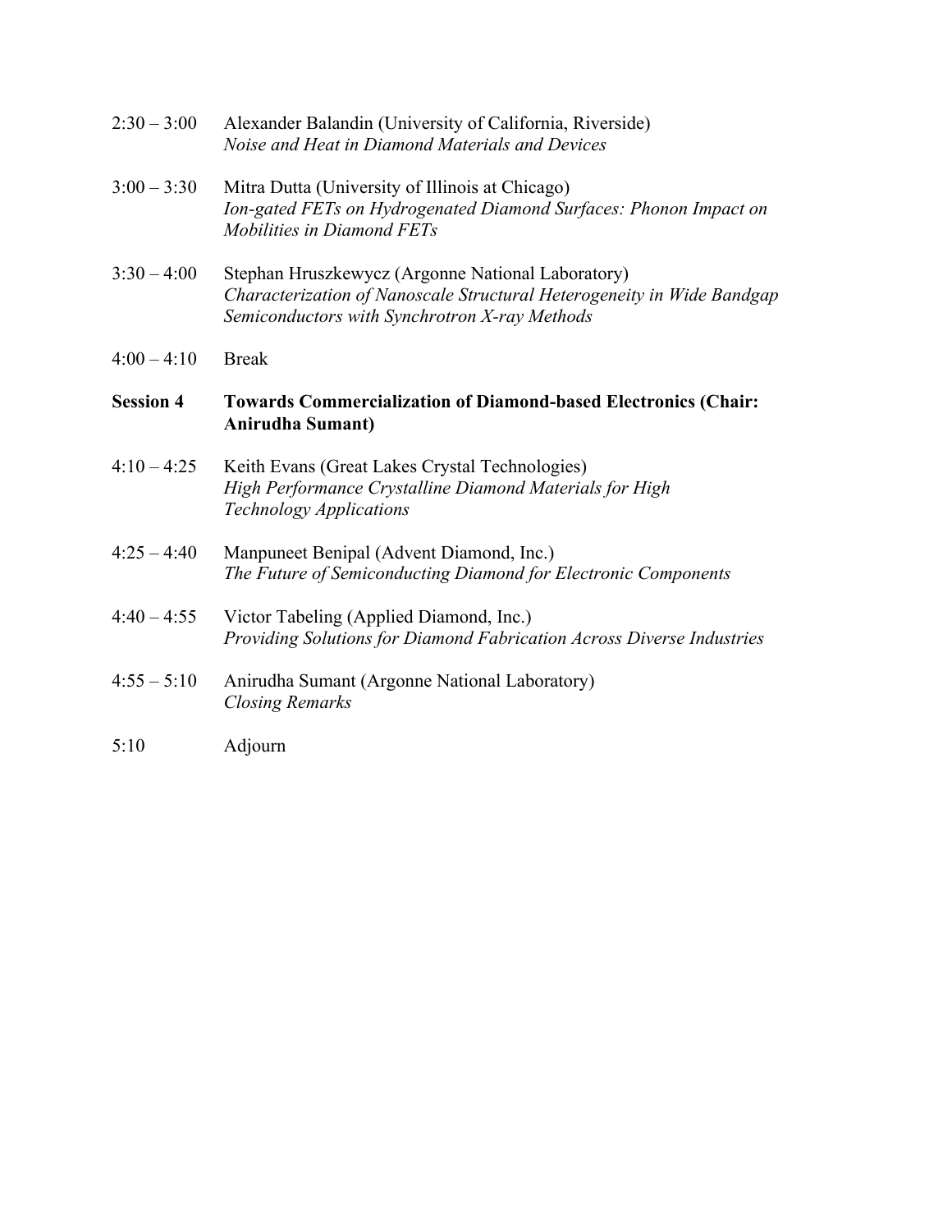2:30 – 3:00 Alexander Balandin (University of California, Riverside)
*Noise and Heat in Diamond Materials and Devices*

3:00 – 3:30 Mitra Dutta (University of Illinois at Chicago)
*Ion-gated FETs on Hydrogenated Diamond Surfaces: Phonon Impact on Mobilities in Diamond FETs*

3:30 – 4:00 Stephan Hruszkewycz (Argonne National Laboratory)
*Characterization of Nanoscale Structural Heterogeneity in Wide Bandgap Semiconductors with Synchrotron X-ray Methods*

4:00 – 4:10 Break

**Session 4 Towards Commercialization of Diamond-based Electronics (Chair: Anirudha Sumant)**

4:10 – 4:25 Keith Evans (Great Lakes Crystal Technologies)
*High Performance Crystalline Diamond Materials for High Technology Applications*

4:25 – 4:40 Manpuneet Benipal (Advent Diamond, Inc.)
*The Future of Semiconducting Diamond for Electronic Components*

4:40 – 4:55 Victor Tabeling (Applied Diamond, Inc.)
*Providing Solutions for Diamond Fabrication Across Diverse Industries*

4:55 – 5:10 Anirudha Sumant (Argonne National Laboratory)
*Closing Remarks*

5:10 Adjourn